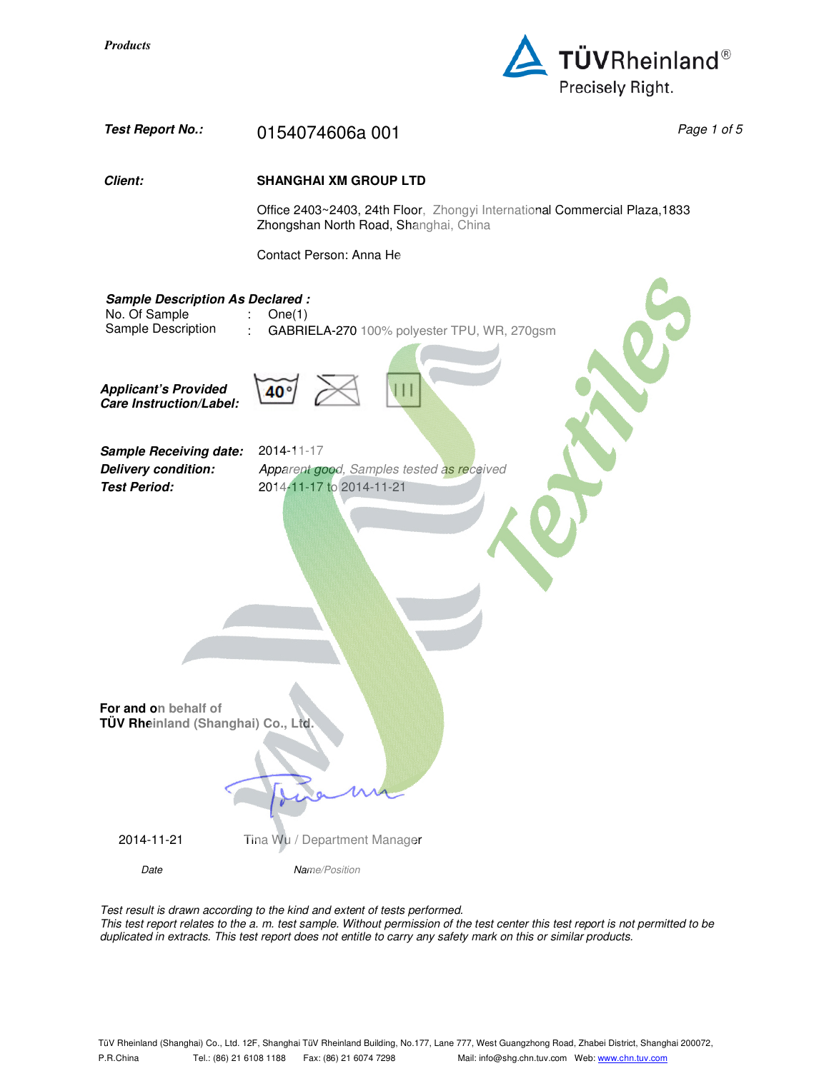*Products*

TÜVRheinland®
Precisely Right.

***Test Report No.:*** 0154074606a 001

***Client:*** **SHANGHAI XM GROUP LTD**

Office 2403~2403, 24th Floor, Zhongyi International Commercial Plaza,1833 Zhongshan North Road, Shanghai, China

Contact Person: Anna He

***Sample Description As Declared :***

No. Of Sample : One(1)
Sample Description : GABRIELA-270 100% polyester TPU, WR, 270gsm

***Applicant's Provided Care Instruction/Label:*** 40°

***Sample Receiving date:*** 2014-11-17
***Delivery condition:*** *Apparent good, Samples tested as received*
***Test Period:*** 2014-11-17 to 2014-11-21

**For and on behalf of**
**TÜV Rheinland (Shanghai) Co., Ltd.**

2014-11-21 Tina Wu / Department Manager

*Date* *Name/Position*

*Test result is drawn according to the kind and extent of tests performed.*
*This test report relates to the a. m. test sample. Without permission of the test center this test report is not permitted to be duplicated in extracts. This test report does not entitle to carry any safety mark on this or similar products.*

TüV Rheinland (Shanghai) Co., Ltd. 12F, Shanghai TüV Rheinland Building, No.177, Lane 777, West Guangzhong Road, Zhabei District, Shanghai 200072, P.R.China Tel.: (86) 21 6108 1188 Fax: (86) 21 6074 7298 Mail: info@shg.chn.tuv.com Web: www.chn.tuv.com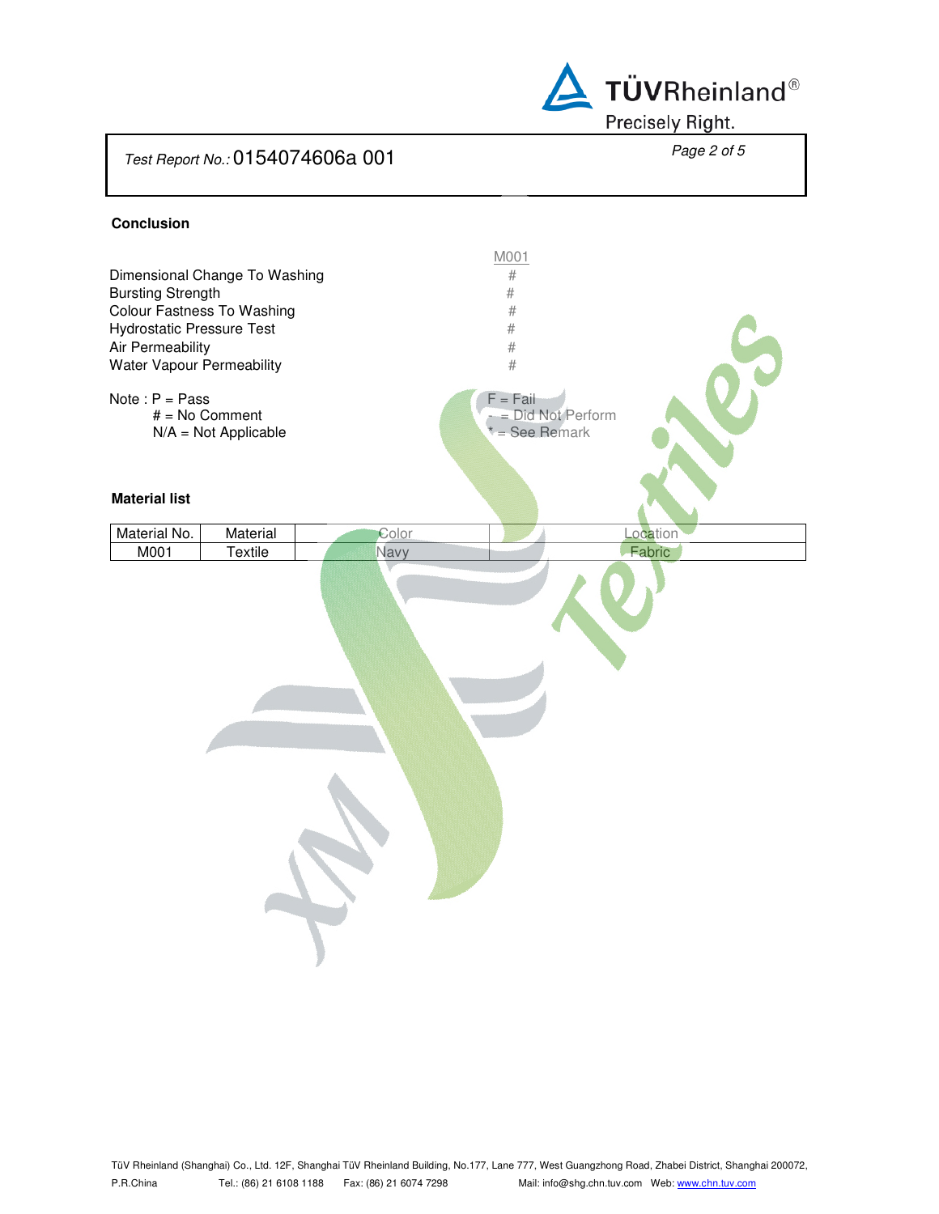Test Report No.: 0154074606a 001

### Conclusion

| | M001 |
|---|---|
| Dimensional Change To Washing | # |
| Bursting Strength | # |
| Colour Fastness To Washing | # |
| Hydrostatic Pressure Test | # |
| Air Permeability | # |
| Water Vapour Permeability | # |

Note : P = Pass
# = No Comment
N/A = Not Applicable
F = Fail
- = Did Not Perform
* = See Remark

### Material list

| Material No. | Material | Color | Location |
|---|---|---|---|
| M001 | Textile | Navy | Fabric |

TüV Rheinland (Shanghai) Co., Ltd. 12F, Shanghai TüV Rheinland Building, No.177, Lane 777, West Guangzhong Road, Zhabei District, Shanghai 200072, P.R.China Tel.: (86) 21 6108 1188 Fax: (86) 21 6074 7298 Mail: info@shg.chn.tuv.com Web: www.chn.tuv.com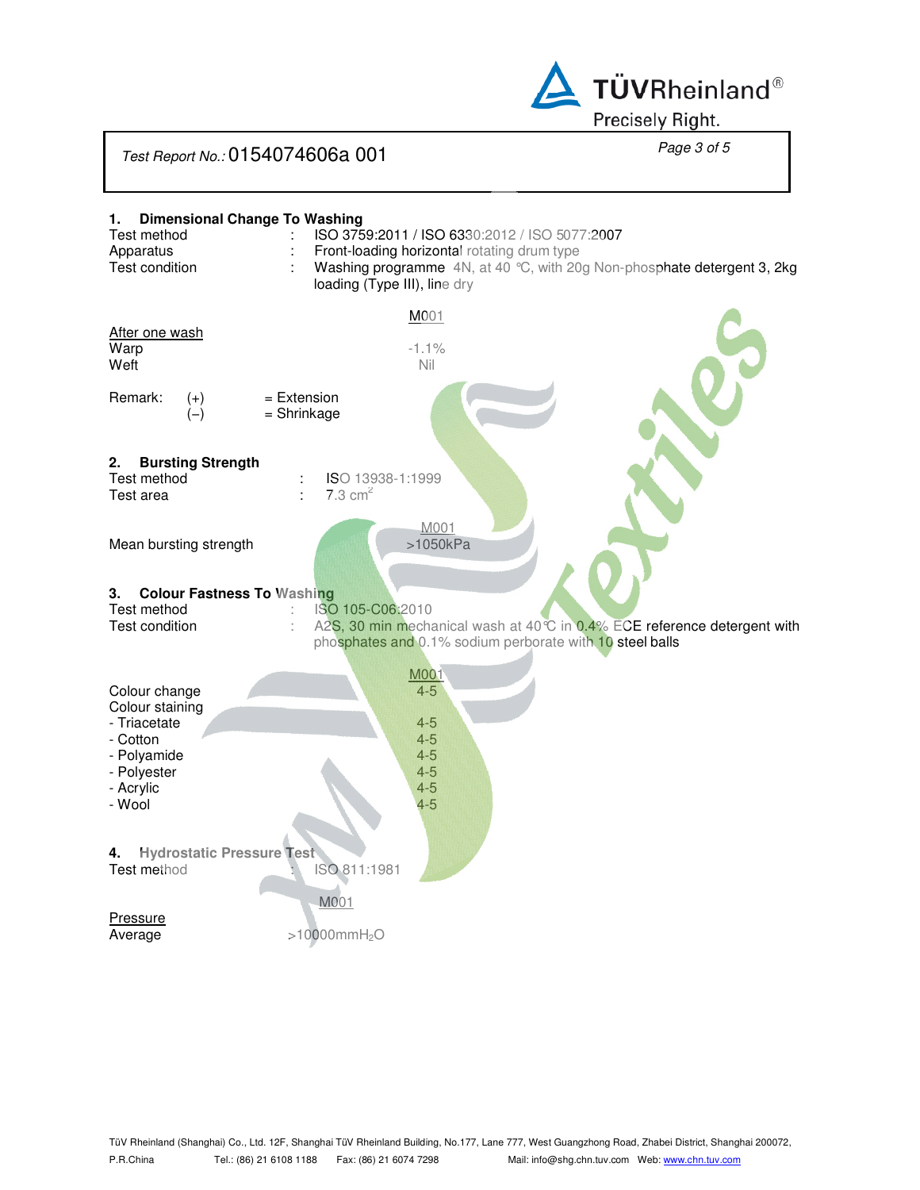Test Report No.: 0154074606a 001

## 1. Dimensional Change To Washing

| | | |
|---|---|---|
| Test method | : | ISO 3759:2011 / ISO 6330:2012 / ISO 5077:2007 |
| Apparatus | : | Front-loading horizontal rotating drum type |
| Test condition | : | Washing programme 4N, at 40 ℃, with 20g Non-phosphate detergent 3, 2kg loading (Type III), line dry |

| After one wash | M001 |
|---|---|
| Warp | -1.1% |
| Weft | Nil |

Remark: (+) = Extension
(−) = Shrinkage

## 2. Bursting Strength

| | | |
|---|---|---|
| Test method | : | ISO 13938-1:1999 |
| Test area | : | 7.3 $cm^2$ |

| | M001 |
|---|---|
| Mean bursting strength | >1050kPa |

## 3. Colour Fastness To Washing

| | | |
|---|---|---|
| Test method | : | ISO 105-C06:2010 |
| Test condition | : | A2S, 30 min mechanical wash at 40℃ in 0.4% ECE reference detergent with phosphates and 0.1% sodium perborate with 10 steel balls |

| | M001 |
|---|---|
| Colour change | 4-5 |
| Colour staining | |
| - Triacetate | 4-5 |
| - Cotton | 4-5 |
| - Polyamide | 4-5 |
| - Polyester | 4-5 |
| - Acrylic | 4-5 |
| - Wool | 4-5 |

## 4. Hydrostatic Pressure Test

| | | |
|---|---|---|
| Test method | : | ISO 811:1981 |

| Pressure | M001 |
|---|---|
| Average | >10000mm$H_2O$ |

TüV Rheinland (Shanghai) Co., Ltd. 12F, Shanghai TüV Rheinland Building, No.177, Lane 777, West Guangzhong Road, Zhabei District, Shanghai 200072, P.R.China Tel.: (86) 21 6108 1188 Fax: (86) 21 6074 7298 Mail: info@shg.chn.tuv.com Web: www.chn.tuv.com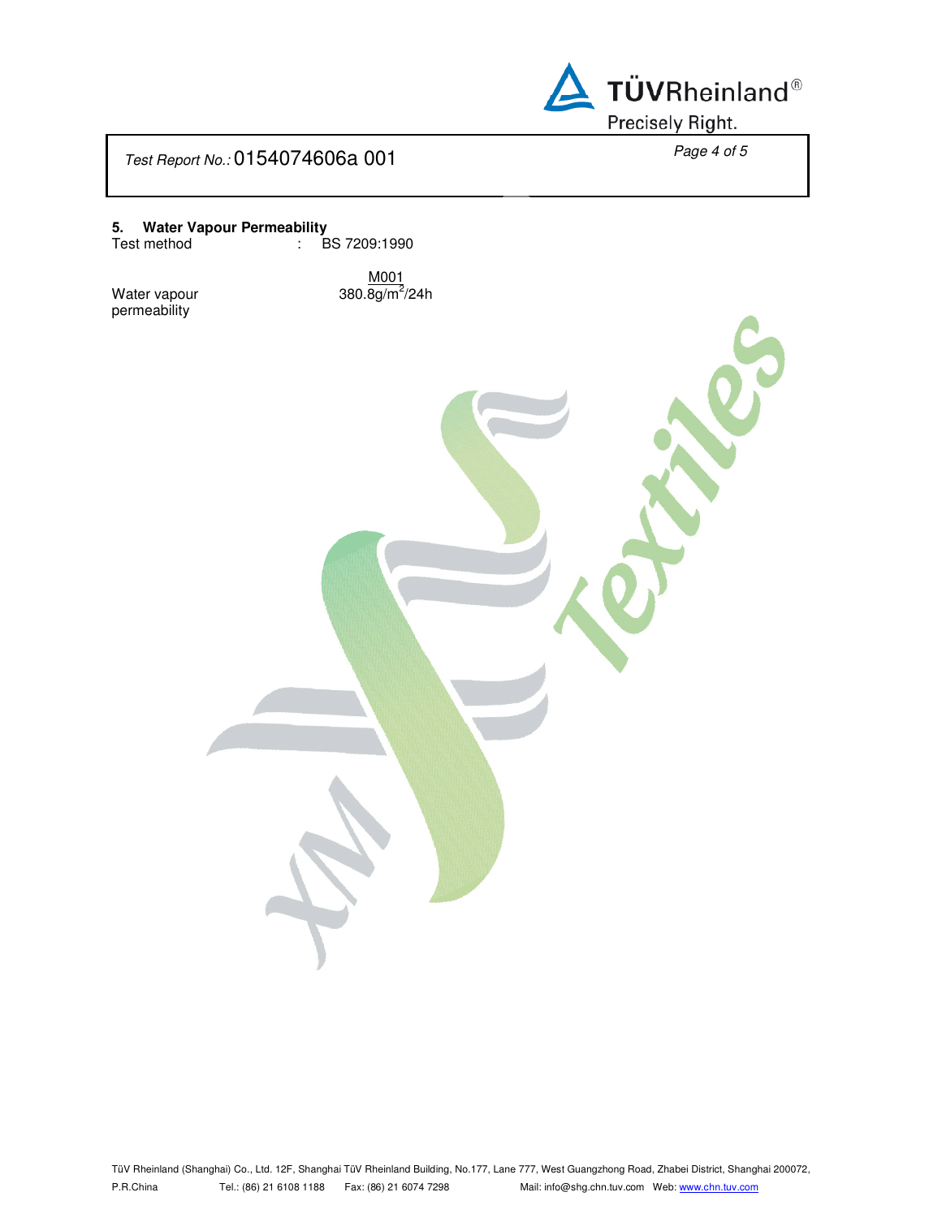Test Report No.: 0154074606a 001

## 5. Water Vapour Permeability

Test method : BS 7209:1990

| | M001 |
|---|---|
| Water vapour permeability | 380.8g/$m^2$/24h |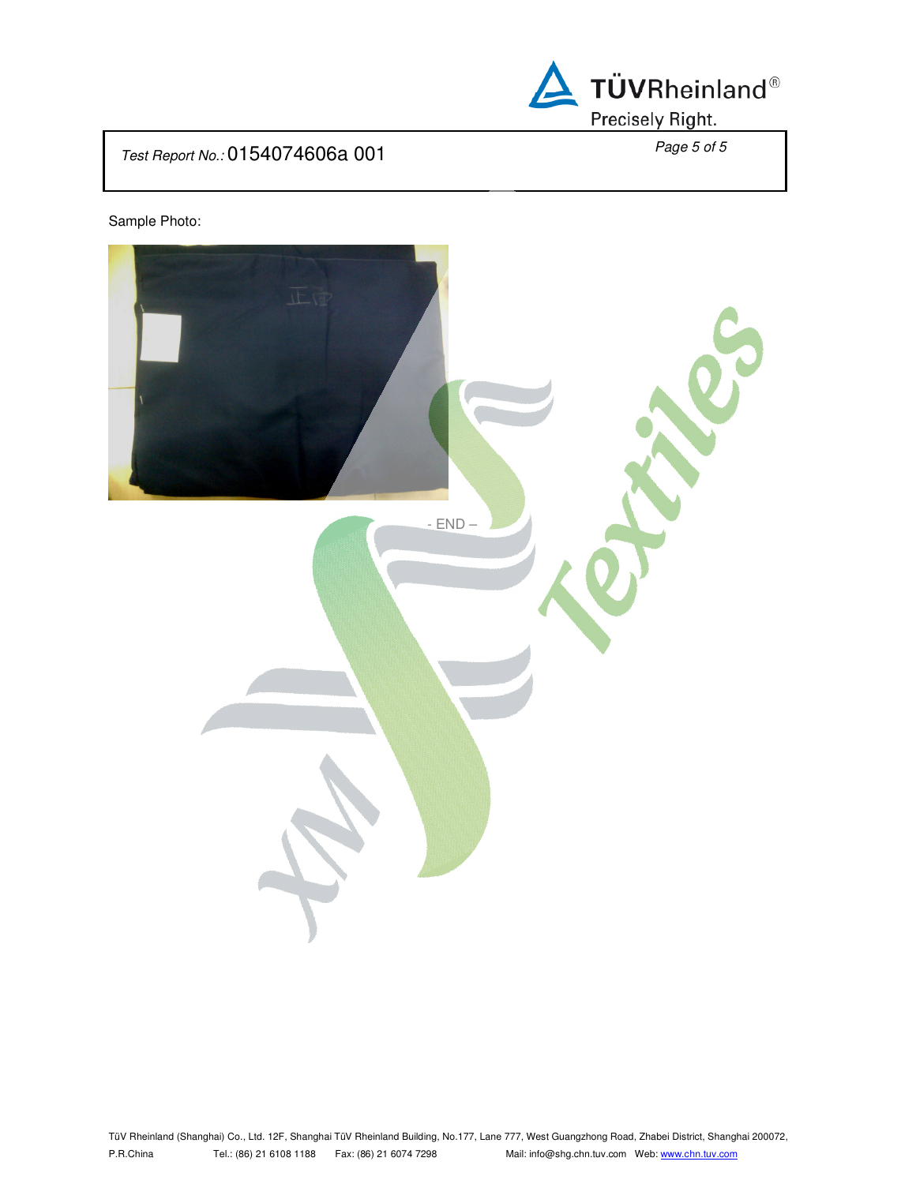Test Report No.: 0154074606a 001

Sample Photo:

\- END –